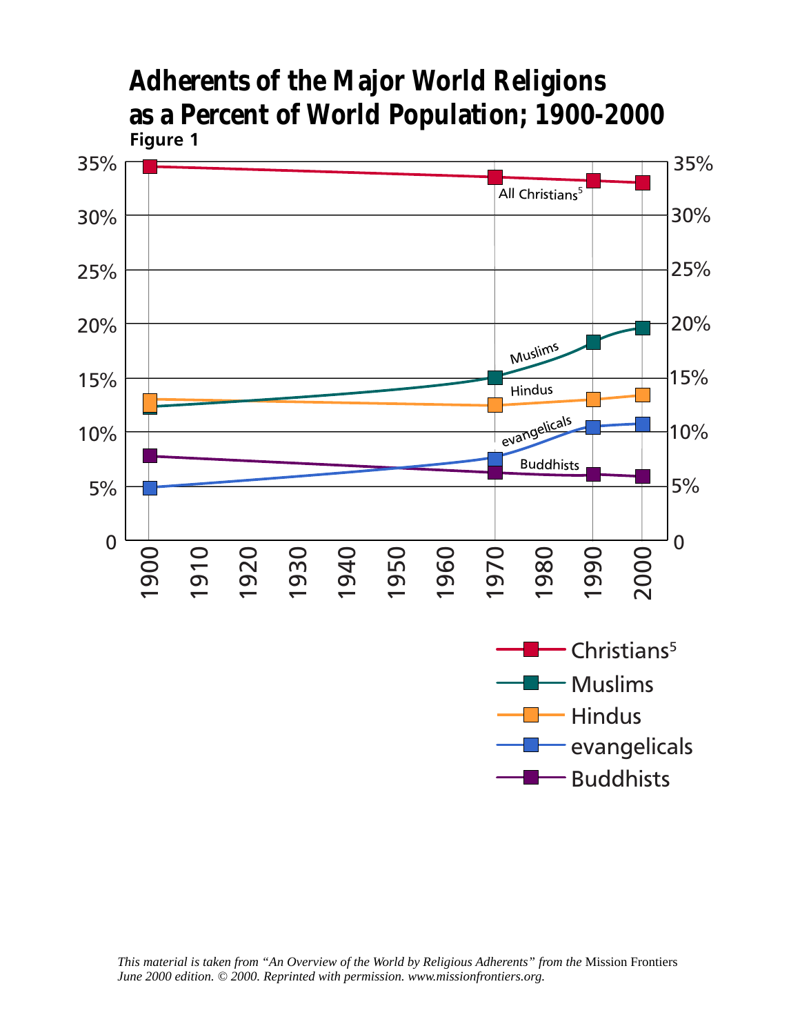# Adherents of the Major World Religions as a Percent of World Population; 1900-2000

**Figure 1**

35% 35%
30% 30%
25% 25%
20% 20%
15% 15%
10% 10%
5% 5%
0 0

All Christians[5]
Muslims
Hindus
evangelicals
Buddhists

1900 1910 1920 1930 1940 1950 1960 1970 1980 1990 2000

- Christians[5]
- Muslims
- Hindus
- evangelicals
- Buddhists

*This material is taken from "An Overview of the World by Religious Adherents" from the* Mission Frontiers *June 2000 edition. © 2000. Reprinted with permission. www.missionfrontiers.org.*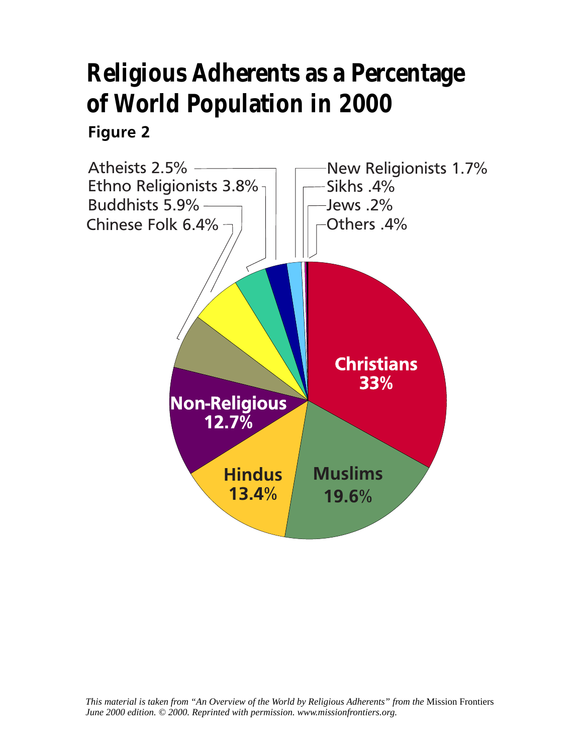# Religious Adherents as a Percentage of World Population in 2000

**Figure 2**

Atheists 2.5%
Ethno Religionists 3.8%
Buddhists 5.9%
Chinese Folk 6.4%
New Religionists 1.7%
Sikhs .4%
Jews .2%
Others .4%

**Christians 33%**

**Muslims 19.6%**

**Hindus 13.4%**

**Non-Religious 12.7%**

*This material is taken from "An Overview of the World by Religious Adherents" from the* Mission Frontiers *June 2000 edition. © 2000. Reprinted with permission. www.missionfrontiers.org.*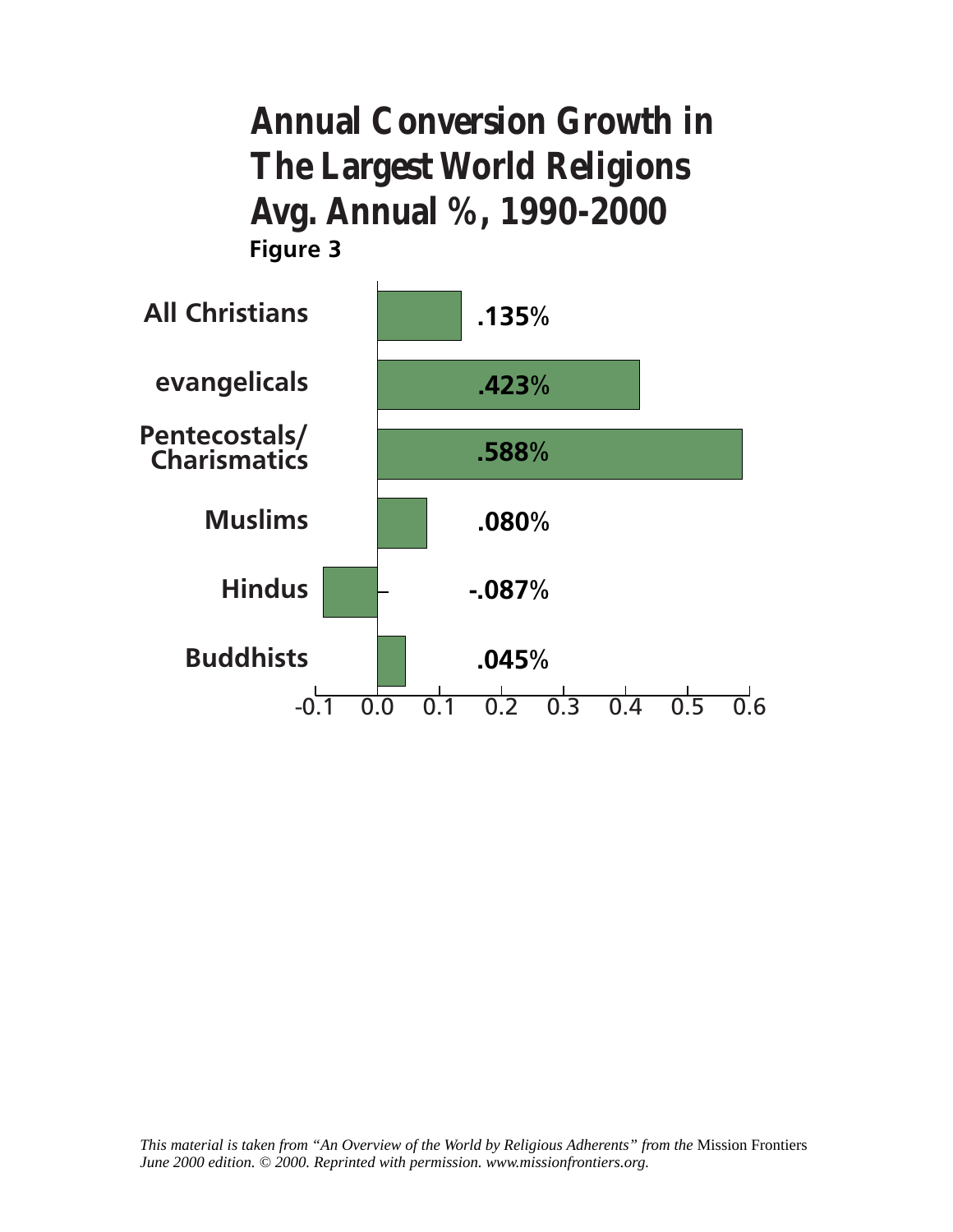# Annual Conversion Growth in The Largest World Religions Avg. Annual %, 1990-2000

**Figure 3**

| Group | Avg. Annual % |
|---|---|
| All Christians | .135% |
| evangelicals | .423% |
| Pentecostals/ Charismatics | .588% |
| Muslims | .080% |
| Hindus | -.087% |
| Buddhists | .045% |

*This material is taken from "An Overview of the World by Religious Adherents" from the* Mission Frontiers *June 2000 edition. © 2000. Reprinted with permission. www.missionfrontiers.org.*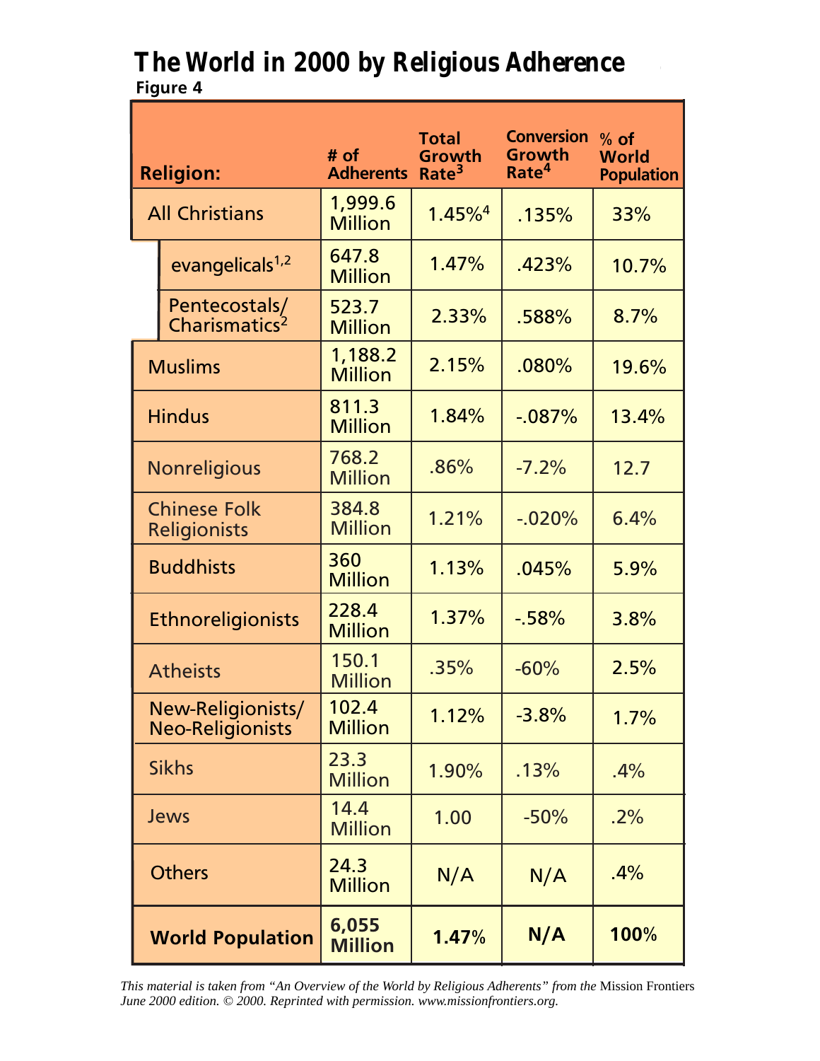# The World in 2000 by Religious Adherence

**Figure 4**

| Religion: | # of Adherents | Total Growth Rate[3] | Conversion Growth Rate[4] | % of World Population |
|---|---|---|---|---|
| All Christians | 1,999.6 Million | 1.45%[4] | .135% | 33% |
| evangelicals[1,2] | 647.8 Million | 1.47% | .423% | 10.7% |
| Pentecostals/ Charismatics[2] | 523.7 Million | 2.33% | .588% | 8.7% |
| Muslims | 1,188.2 Million | 2.15% | .080% | 19.6% |
| Hindus | 811.3 Million | 1.84% | -.087% | 13.4% |
| Nonreligious | 768.2 Million | .86% | -7.2% | 12.7 |
| Chinese Folk Religionists | 384.8 Million | 1.21% | -.020% | 6.4% |
| Buddhists | 360 Million | 1.13% | .045% | 5.9% |
| Ethnoreligionists | 228.4 Million | 1.37% | -.58% | 3.8% |
| Atheists | 150.1 Million | .35% | -60% | 2.5% |
| New-Religionists/ Neo-Religionists | 102.4 Million | 1.12% | -3.8% | 1.7% |
| Sikhs | 23.3 Million | 1.90% | .13% | .4% |
| Jews | 14.4 Million | 1.00 | -50% | .2% |
| Others | 24.3 Million | N/A | N/A | .4% |
| **World Population** | **6,055 Million** | **1.47%** | **N/A** | **100%** |

*This material is taken from "An Overview of the World by Religious Adherents" from the* Mission Frontiers *June 2000 edition. © 2000. Reprinted with permission. www.missionfrontiers.org.*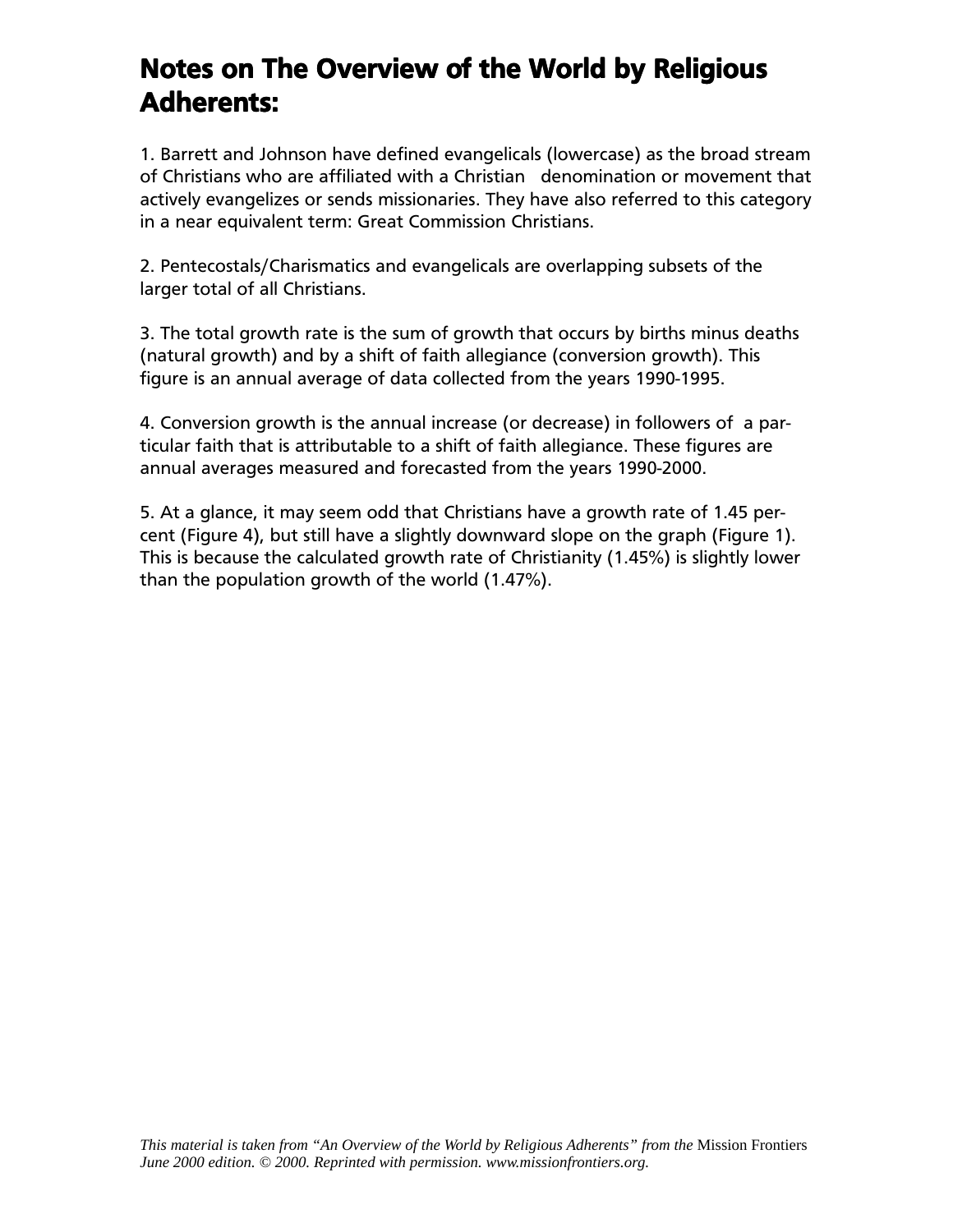# Notes on The Overview of the World by Religious Adherents:

1. Barrett and Johnson have defined evangelicals (lowercase) as the broad stream of Christians who are affiliated with a Christian denomination or movement that actively evangelizes or sends missionaries. They have also referred to this category in a near equivalent term: Great Commission Christians.

2. Pentecostals/Charismatics and evangelicals are overlapping subsets of the larger total of all Christians.

3. The total growth rate is the sum of growth that occurs by births minus deaths (natural growth) and by a shift of faith allegiance (conversion growth). This figure is an annual average of data collected from the years 1990-1995.

4. Conversion growth is the annual increase (or decrease) in followers of a particular faith that is attributable to a shift of faith allegiance. These figures are annual averages measured and forecasted from the years 1990-2000.

5. At a glance, it may seem odd that Christians have a growth rate of 1.45 percent (Figure 4), but still have a slightly downward slope on the graph (Figure 1). This is because the calculated growth rate of Christianity (1.45%) is slightly lower than the population growth of the world (1.47%).

*This material is taken from "An Overview of the World by Religious Adherents" from the* Mission Frontiers *June 2000 edition. © 2000. Reprinted with permission. www.missionfrontiers.org.*